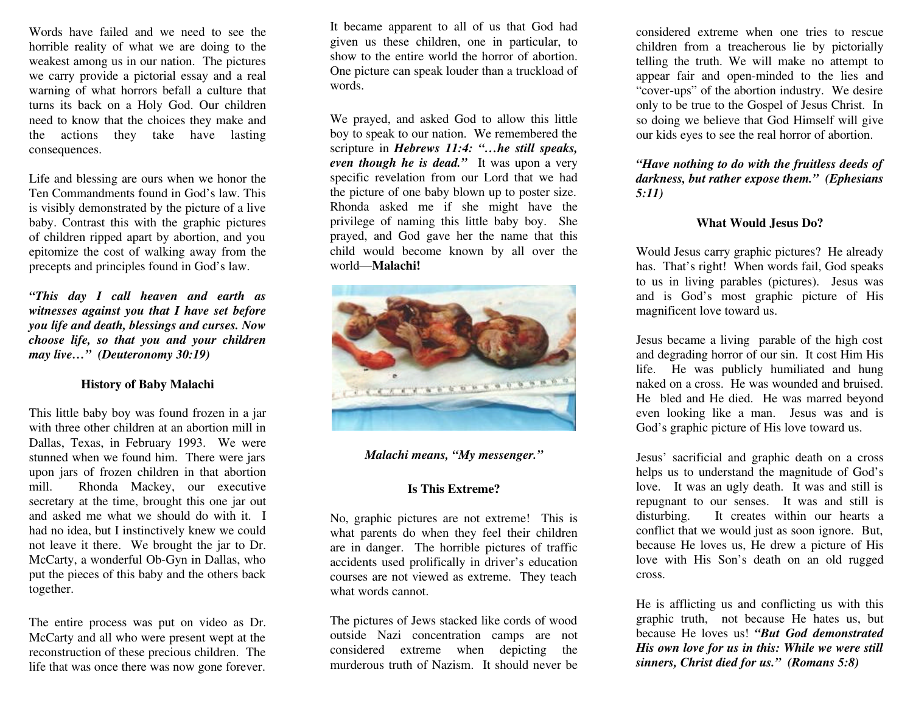Words have failed and we need to see the horrible reality of what we are doing to the weakest among us in our nation. The pictures we carry provide a pictorial essay and a real warning of what horrors befall a culture that turns its back on a Holy God. Our children need to know that the choices they make and the actions they take have lasting consequences.

Life and blessing are ours when we honor the Ten Commandments found in God's law. This is visibly demonstrated by the picture of a live baby. Contrast this with the graphic pictures of children ripped apart by abortion, and you epitomize the cost of walking away from the precepts and principles found in God's law.

***"This day I call heaven and earth as witnesses against you that I have set before you life and death, blessings and curses. Now choose life, so that you and your children may live…" (Deuteronomy 30:19)***

### History of Baby Malachi

This little baby boy was found frozen in a jar with three other children at an abortion mill in Dallas, Texas, in February 1993. We were stunned when we found him. There were jars upon jars of frozen children in that abortion mill. Rhonda Mackey, our executive secretary at the time, brought this one jar out and asked me what we should do with it. I had no idea, but I instinctively knew we could not leave it there. We brought the jar to Dr. McCarty, a wonderful Ob-Gyn in Dallas, who put the pieces of this baby and the others back together.

The entire process was put on video as Dr. McCarty and all who were present wept at the reconstruction of these precious children. The life that was once there was now gone forever. It became apparent to all of us that God had given us these children, one in particular, to show to the entire world the horror of abortion. One picture can speak louder than a truckload of words.

We prayed, and asked God to allow this little boy to speak to our nation. We remembered the scripture in ***Hebrews 11:4: "…he still speaks, even though he is dead."*** It was upon a very specific revelation from our Lord that we had the picture of one baby blown up to poster size. Rhonda asked me if she might have the privilege of naming this little baby boy. She prayed, and God gave her the name that this child would become known by all over the world—**Malachi!**

***Malachi means, "My messenger."***

### Is This Extreme?

No, graphic pictures are not extreme! This is what parents do when they feel their children are in danger. The horrible pictures of traffic accidents used prolifically in driver's education courses are not viewed as extreme. They teach what words cannot.

The pictures of Jews stacked like cords of wood outside Nazi concentration camps are not considered extreme when depicting the murderous truth of Nazism. It should never be considered extreme when one tries to rescue children from a treacherous lie by pictorially telling the truth. We will make no attempt to appear fair and open-minded to the lies and "cover-ups" of the abortion industry. We desire only to be true to the Gospel of Jesus Christ. In so doing we believe that God Himself will give our kids eyes to see the real horror of abortion.

***"Have nothing to do with the fruitless deeds of darkness, but rather expose them." (Ephesians 5:11)***

### What Would Jesus Do?

Would Jesus carry graphic pictures? He already has. That's right! When words fail, God speaks to us in living parables (pictures). Jesus was and is God's most graphic picture of His magnificent love toward us.

Jesus became a living parable of the high cost and degrading horror of our sin. It cost Him His life. He was publicly humiliated and hung naked on a cross. He was wounded and bruised. He bled and He died. He was marred beyond even looking like a man. Jesus was and is God's graphic picture of His love toward us.

Jesus' sacrificial and graphic death on a cross helps us to understand the magnitude of God's love. It was an ugly death. It was and still is repugnant to our senses. It was and still is disturbing. It creates within our hearts a conflict that we would just as soon ignore. But, because He loves us, He drew a picture of His love with His Son's death on an old rugged cross.

He is afflicting us and conflicting us with this graphic truth, not because He hates us, but because He loves us! ***"But God demonstrated His own love for us in this: While we were still sinners, Christ died for us." (Romans 5:8)***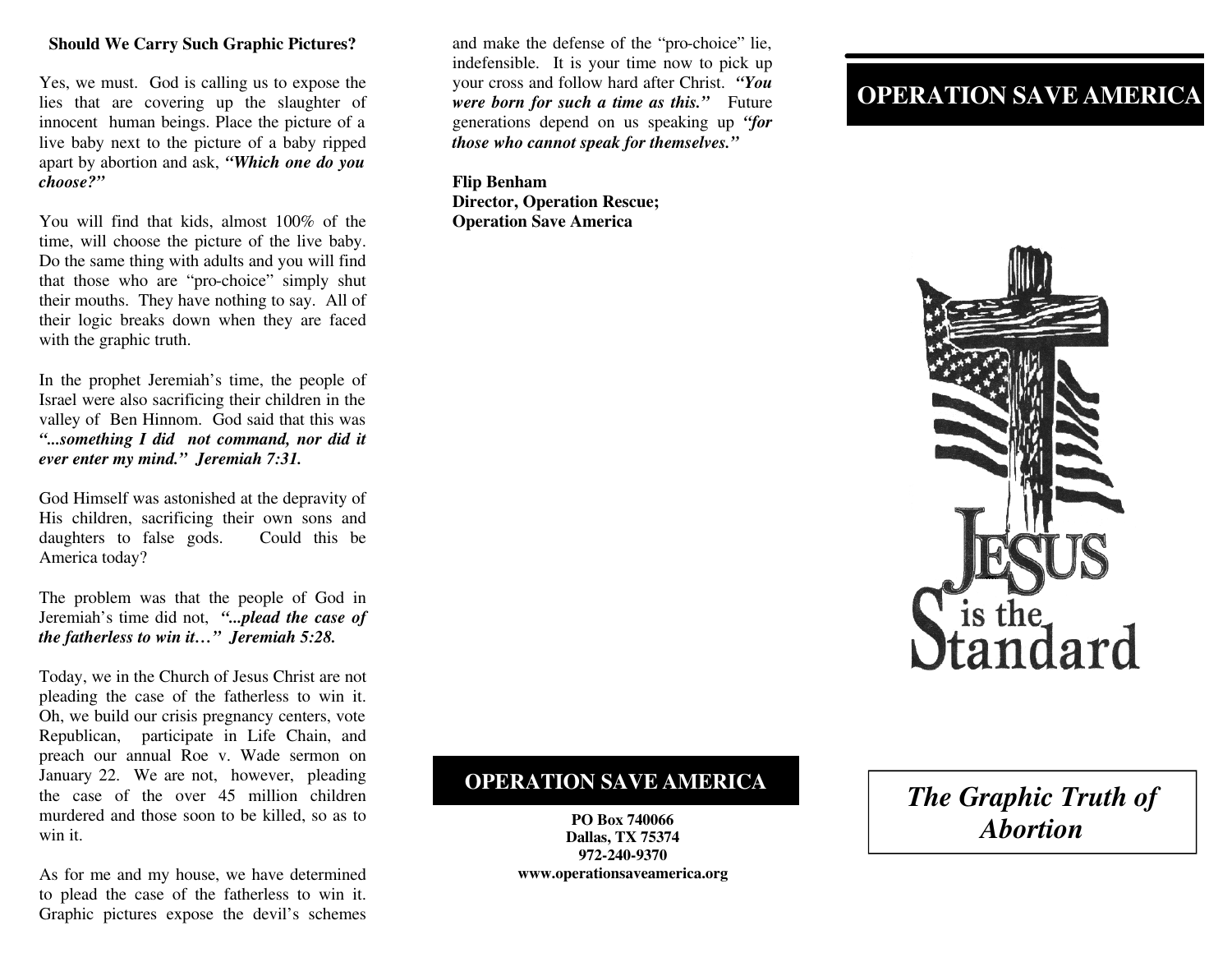### Should We Carry Such Graphic Pictures?

Yes, we must. God is calling us to expose the lies that are covering up the slaughter of innocent human beings. Place the picture of a live baby next to the picture of a baby ripped apart by abortion and ask, ***"Which one do you choose?"***

You will find that kids, almost 100% of the time, will choose the picture of the live baby. Do the same thing with adults and you will find that those who are "pro-choice" simply shut their mouths. They have nothing to say. All of their logic breaks down when they are faced with the graphic truth.

In the prophet Jeremiah's time, the people of Israel were also sacrificing their children in the valley of Ben Hinnom. God said that this was ***"...something I did not command, nor did it ever enter my mind." Jeremiah 7:31.***

God Himself was astonished at the depravity of His children, sacrificing their own sons and daughters to false gods. Could this be America today?

The problem was that the people of God in Jeremiah's time did not, ***"...plead the case of the fatherless to win it…" Jeremiah 5:28.***

Today, we in the Church of Jesus Christ are not pleading the case of the fatherless to win it. Oh, we build our crisis pregnancy centers, vote Republican, participate in Life Chain, and preach our annual Roe v. Wade sermon on January 22. We are not, however, pleading the case of the over 45 million children murdered and those soon to be killed, so as to win it.

As for me and my house, we have determined to plead the case of the fatherless to win it. Graphic pictures expose the devil's schemes and make the defense of the "pro-choice" lie, indefensible. It is your time now to pick up your cross and follow hard after Christ. ***"You were born for such a time as this."*** Future generations depend on us speaking up ***"for those who cannot speak for themselves."***

**Flip Benham**
**Director, Operation Rescue;**
**Operation Save America**

## OPERATION SAVE AMERICA

**PO Box 740066**
**Dallas, TX 75374**
**972-240-9370**
**www.operationsaveamerica.org**

## OPERATION SAVE AMERICA

JESUS is the Standard

# *The Graphic Truth of Abortion*